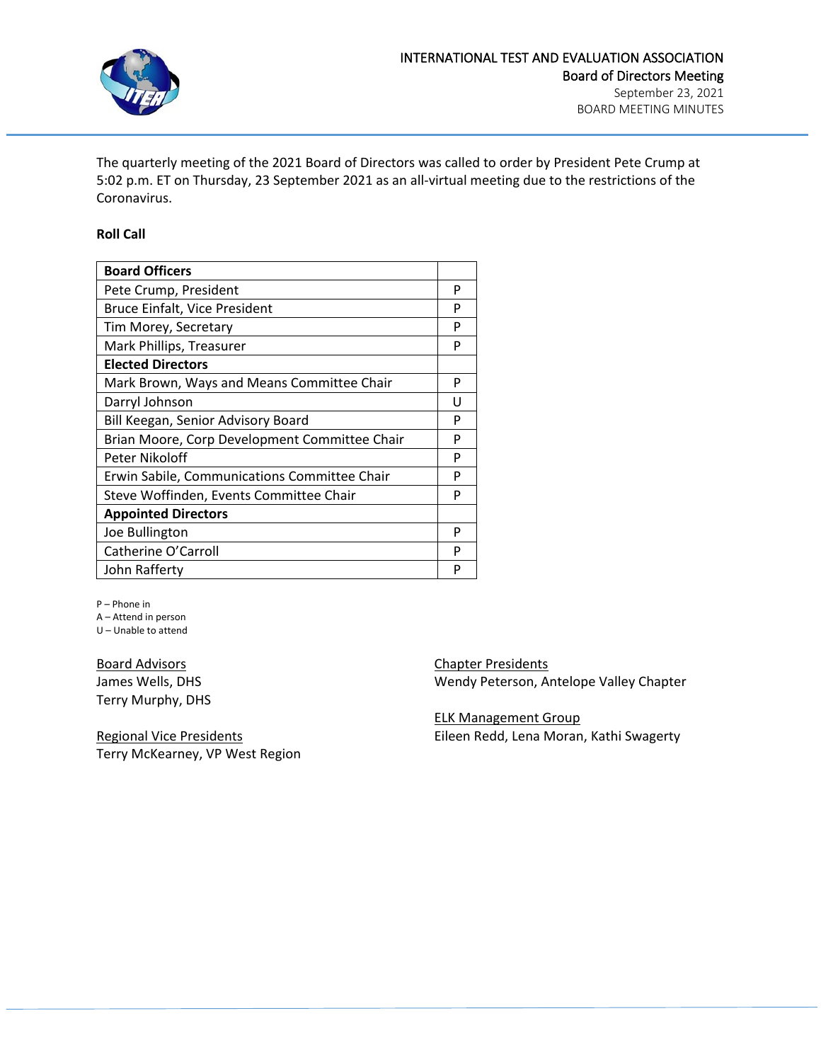INTERNATIONAL TEST AND EVALUATION ASSOCIATION
Board of Directors Meeting
September 23, 2021
BOARD MEETING MINUTES

The quarterly meeting of the 2021 Board of Directors was called to order by President Pete Crump at 5:02 p.m. ET on Thursday, 23 September 2021 as an all-virtual meeting due to the restrictions of the Coronavirus.

**Roll Call**

| **Board Officers** | |
|---|---|
| Pete Crump, President | P |
| Bruce Einfalt, Vice President | P |
| Tim Morey, Secretary | P |
| Mark Phillips, Treasurer | P |
| **Elected Directors** | |
| Mark Brown, Ways and Means Committee Chair | P |
| Darryl Johnson | U |
| Bill Keegan, Senior Advisory Board | P |
| Brian Moore, Corp Development Committee Chair | P |
| Peter Nikoloff | P |
| Erwin Sabile, Communications Committee Chair | P |
| Steve Woffinden, Events Committee Chair | P |
| **Appointed Directors** | |
| Joe Bullington | P |
| Catherine O'Carroll | P |
| John Rafferty | P |

P – Phone in
A – Attend in person
U – Unable to attend

Board Advisors
James Wells, DHS
Terry Murphy, DHS

Regional Vice Presidents
Terry McKearney, VP West Region

Chapter Presidents
Wendy Peterson, Antelope Valley Chapter

ELK Management Group
Eileen Redd, Lena Moran, Kathi Swagerty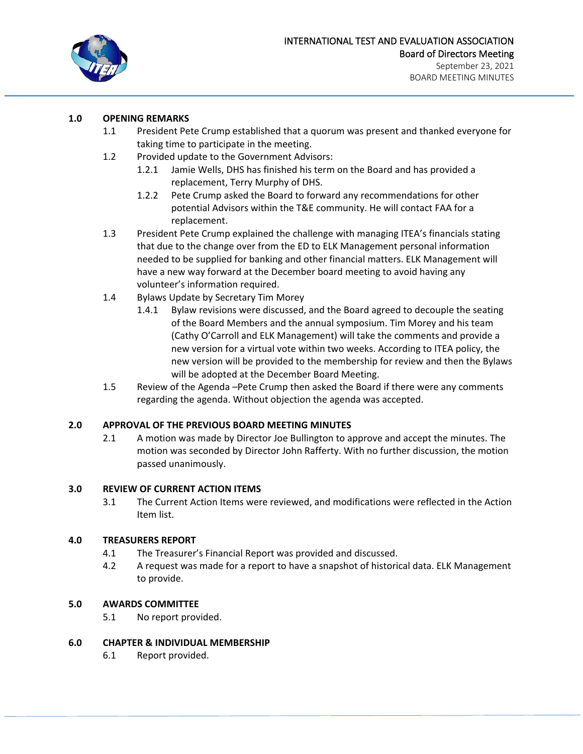INTERNATIONAL TEST AND EVALUATION ASSOCIATION
Board of Directors Meeting
September 23, 2021
BOARD MEETING MINUTES

## 1.0 OPENING REMARKS

1.1 President Pete Crump established that a quorum was present and thanked everyone for taking time to participate in the meeting.

1.2 Provided update to the Government Advisors:

1.2.1 Jamie Wells, DHS has finished his term on the Board and has provided a replacement, Terry Murphy of DHS.

1.2.2 Pete Crump asked the Board to forward any recommendations for other potential Advisors within the T&E community. He will contact FAA for a replacement.

1.3 President Pete Crump explained the challenge with managing ITEA's financials stating that due to the change over from the ED to ELK Management personal information needed to be supplied for banking and other financial matters. ELK Management will have a new way forward at the December board meeting to avoid having any volunteer's information required.

1.4 Bylaws Update by Secretary Tim Morey

1.4.1 Bylaw revisions were discussed, and the Board agreed to decouple the seating of the Board Members and the annual symposium. Tim Morey and his team (Cathy O'Carroll and ELK Management) will take the comments and provide a new version for a virtual vote within two weeks. According to ITEA policy, the new version will be provided to the membership for review and then the Bylaws will be adopted at the December Board Meeting.

1.5 Review of the Agenda –Pete Crump then asked the Board if there were any comments regarding the agenda. Without objection the agenda was accepted.

## 2.0 APPROVAL OF THE PREVIOUS BOARD MEETING MINUTES

2.1 A motion was made by Director Joe Bullington to approve and accept the minutes. The motion was seconded by Director John Rafferty. With no further discussion, the motion passed unanimously.

## 3.0 REVIEW OF CURRENT ACTION ITEMS

3.1 The Current Action Items were reviewed, and modifications were reflected in the Action Item list.

## 4.0 TREASURERS REPORT

4.1 The Treasurer's Financial Report was provided and discussed.

4.2 A request was made for a report to have a snapshot of historical data. ELK Management to provide.

## 5.0 AWARDS COMMITTEE

5.1 No report provided.

## 6.0 CHAPTER & INDIVIDUAL MEMBERSHIP

6.1 Report provided.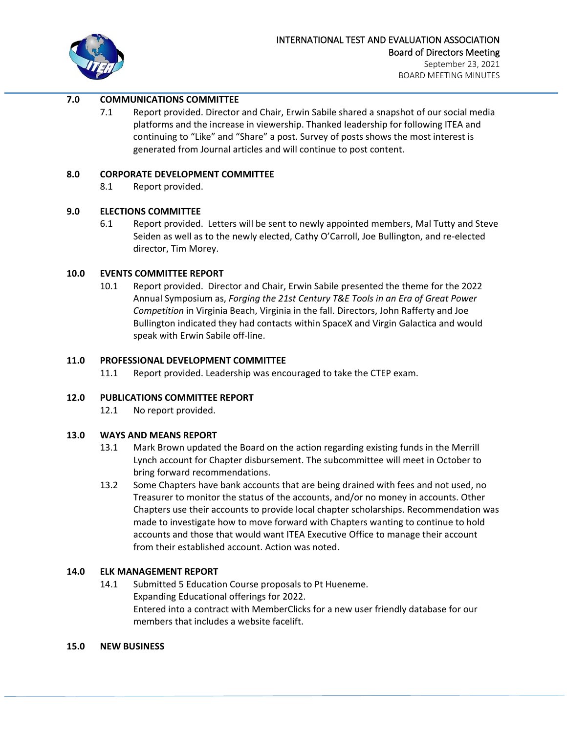## 7.0 COMMUNICATIONS COMMITTEE

7.1 Report provided. Director and Chair, Erwin Sabile shared a snapshot of our social media platforms and the increase in viewership. Thanked leadership for following ITEA and continuing to "Like" and "Share" a post. Survey of posts shows the most interest is generated from Journal articles and will continue to post content.

## 8.0 CORPORATE DEVELOPMENT COMMITTEE

8.1 Report provided.

## 9.0 ELECTIONS COMMITTEE

6.1 Report provided. Letters will be sent to newly appointed members, Mal Tutty and Steve Seiden as well as to the newly elected, Cathy O'Carroll, Joe Bullington, and re-elected director, Tim Morey.

## 10.0 EVENTS COMMITTEE REPORT

10.1 Report provided. Director and Chair, Erwin Sabile presented the theme for the 2022 Annual Symposium as, *Forging the 21st Century T&E Tools in an Era of Great Power Competition* in Virginia Beach, Virginia in the fall. Directors, John Rafferty and Joe Bullington indicated they had contacts within SpaceX and Virgin Galactica and would speak with Erwin Sabile off-line.

## 11.0 PROFESSIONAL DEVELOPMENT COMMITTEE

11.1 Report provided. Leadership was encouraged to take the CTEP exam.

## 12.0 PUBLICATIONS COMMITTEE REPORT

12.1 No report provided.

## 13.0 WAYS AND MEANS REPORT

13.1 Mark Brown updated the Board on the action regarding existing funds in the Merrill Lynch account for Chapter disbursement. The subcommittee will meet in October to bring forward recommendations.

13.2 Some Chapters have bank accounts that are being drained with fees and not used, no Treasurer to monitor the status of the accounts, and/or no money in accounts. Other Chapters use their accounts to provide local chapter scholarships. Recommendation was made to investigate how to move forward with Chapters wanting to continue to hold accounts and those that would want ITEA Executive Office to manage their account from their established account. Action was noted.

## 14.0 ELK MANAGEMENT REPORT

14.1 Submitted 5 Education Course proposals to Pt Hueneme.
Expanding Educational offerings for 2022.
Entered into a contract with MemberClicks for a new user friendly database for our members that includes a website facelift.

## 15.0 NEW BUSINESS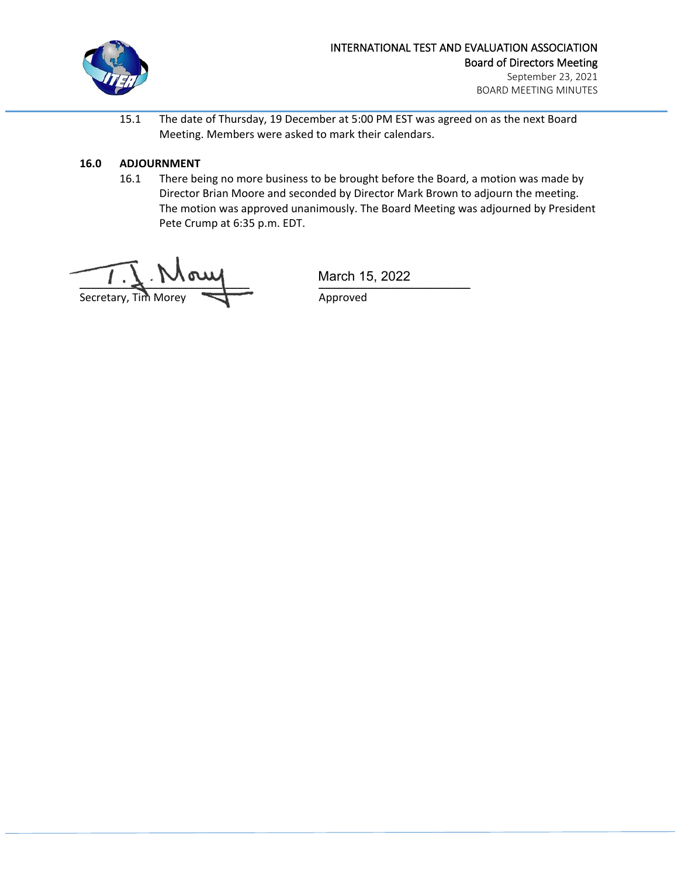15.1 The date of Thursday, 19 December at 5:00 PM EST was agreed on as the next Board Meeting. Members were asked to mark their calendars.

**16.0 ADJOURNMENT**

16.1 There being no more business to be brought before the Board, a motion was made by Director Brian Moore and seconded by Director Mark Brown to adjourn the meeting. The motion was approved unanimously. The Board Meeting was adjourned by President Pete Crump at 6:35 p.m. EDT.

| | |
|---|---|
| T. J. Morey | March 15, 2022 |
| Secretary, Tim Morey | Approved |